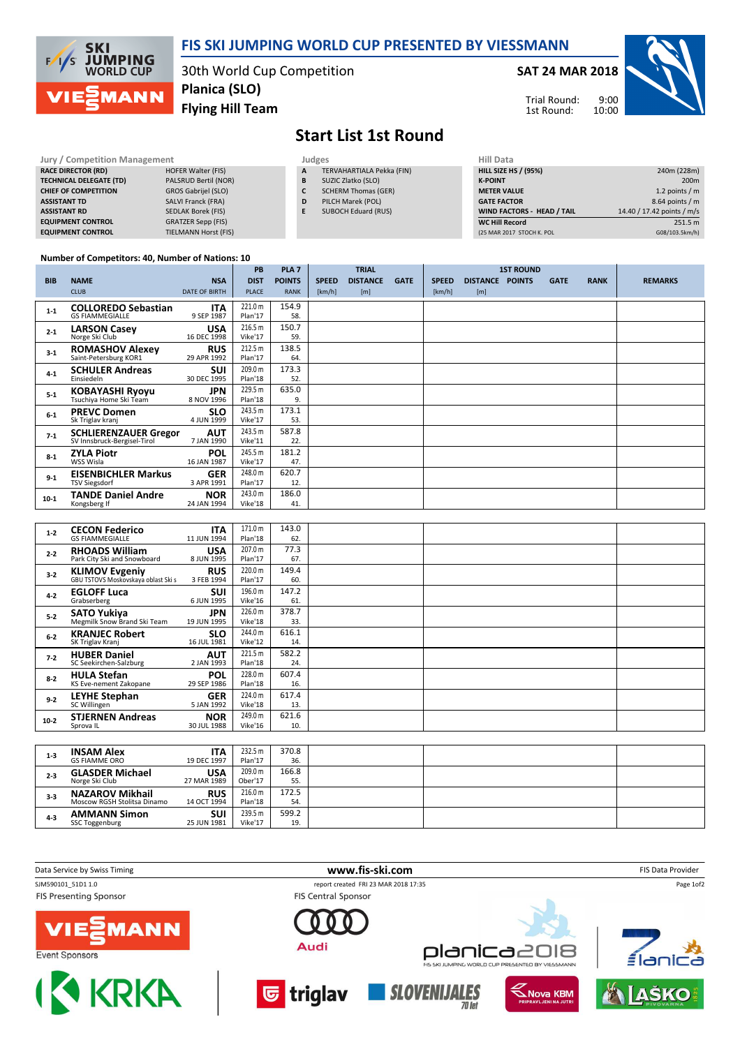# FIS SKI JUMPING WORLD CUP PRESENTED BY VIESSMANN

30th World Cup Competition
**Planica (SLO)**
**Flying Hill Team**

**SAT 24 MAR 2018**

Trial Round: 9:00
1st Round: 10:00

## Start List 1st Round

| Jury / Competition Management | |
|---|---|
| RACE DIRECTOR (RD) | HOFER Walter (FIS) |
| TECHNICAL DELEGATE (TD) | PALSRUD Bertil (NOR) |
| CHIEF OF COMPETITION | GROS Gabrijel (SLO) |
| ASSISTANT TD | SALVI Franck (FRA) |
| ASSISTANT RD | SEDLAK Borek (FIS) |
| EQUIPMENT CONTROL | GRATZER Sepp (FIS) |
| EQUIPMENT CONTROL | TIELMANN Horst (FIS) |

| Judges | |
|---|---|
| A | TERVAHARTIALA Pekka (FIN) |
| B | SUZIC Zlatko (SLO) |
| C | SCHERM Thomas (GER) |
| D | PILCH Marek (POL) |
| E | SUBOCH Eduard (RUS) |

| Hill Data | |
|---|---|
| HILL SIZE HS / (95%) | 240m (228m) |
| K-POINT | 200m |
| METER VALUE | 1.2 points / m |
| GATE FACTOR | 8.64 points / m |
| WIND FACTORS - HEAD / TAIL | 14.40 / 17.42 points / m/s |
| WC Hill Record | 251.5 m |
| (25 MAR 2017 STOCH K. POL | G08/103.5km/h) |

**Number of Competitors: 40, Number of Nations: 10**

| BIB | NAME / CLUB | NSA / DATE OF BIRTH | PB DIST / PLACE | PLA 7 POINTS / RANK | TRIAL SPEED [km/h] | TRIAL DISTANCE [m] | TRIAL GATE | 1ST ROUND SPEED [km/h] | 1ST ROUND DISTANCE [m] | 1ST ROUND POINTS | 1ST ROUND GATE | RANK | REMARKS |
|---|---|---|---|---|---|---|---|---|---|---|---|---|---|
| 1-1 | **COLLOREDO Sebastian** GS FIAMMEGIALLE | ITA 9 SEP 1987 | 221.0 m Plan'17 | 154.9 58. | | | | | | | | | |
| 2-1 | **LARSON Casey** Norge Ski Club | USA 16 DEC 1998 | 216.5 m Vike'17 | 150.7 59. | | | | | | | | | |
| 3-1 | **ROMASHOV Alexey** Saint-Petersburg KOR1 | RUS 29 APR 1992 | 212.5 m Plan'17 | 138.5 64. | | | | | | | | | |
| 4-1 | **SCHULER Andreas** Einsiedeln | SUI 30 DEC 1995 | 209.0 m Plan'18 | 173.3 52. | | | | | | | | | |
| 5-1 | **KOBAYASHI Ryoyu** Tsuchiya Home Ski Team | JPN 8 NOV 1996 | 229.5 m Plan'18 | 635.0 9. | | | | | | | | | |
| 6-1 | **PREVC Domen** Sk Triglav kranj | SLO 4 JUN 1999 | 243.5 m Vike'17 | 173.1 53. | | | | | | | | | |
| 7-1 | **SCHLIERENZAUER Gregor** SV Innsbruck-Bergisel-Tirol | AUT 7 JAN 1990 | 243.5 m Vike'11 | 587.8 22. | | | | | | | | | |
| 8-1 | **ZYLA Piotr** WSS Wisla | POL 16 JAN 1987 | 245.5 m Vike'17 | 181.2 47. | | | | | | | | | |
| 9-1 | **EISENBICHLER Markus** TSV Siegsdorf | GER 3 APR 1991 | 248.0 m Plan'17 | 620.7 12. | | | | | | | | | |
| 10-1 | **TANDE Daniel Andre** Kongsberg If | NOR 24 JAN 1994 | 243.0 m Vike'18 | 186.0 41. | | | | | | | | | |
| 1-2 | **CECON Federico** GS FIAMMEGIALLE | ITA 11 JUN 1994 | 171.0 m Plan'18 | 143.0 62. | | | | | | | | | |
| 2-2 | **RHOADS William** Park City Ski and Snowboard | USA 8 JUN 1995 | 207.0 m Plan'17 | 77.3 67. | | | | | | | | | |
| 3-2 | **KLIMOV Evgeniy** GBU TSTOVS Moskovskaya oblast Ski s | RUS 3 FEB 1994 | 220.0 m Plan'17 | 149.4 60. | | | | | | | | | |
| 4-2 | **EGLOFF Luca** Grabserberg | SUI 6 JUN 1995 | 196.0 m Vike'16 | 147.2 61. | | | | | | | | | |
| 5-2 | **SATO Yukiya** Megmilk Snow Brand Ski Team | JPN 19 JUN 1995 | 226.0 m Vike'18 | 378.7 33. | | | | | | | | | |
| 6-2 | **KRANJEC Robert** SK Triglav Kranj | SLO 16 JUL 1981 | 244.0 m Vike'12 | 616.1 14. | | | | | | | | | |
| 7-2 | **HUBER Daniel** SC Seekirchen-Salzburg | AUT 2 JAN 1993 | 221.5 m Plan'18 | 582.2 24. | | | | | | | | | |
| 8-2 | **HULA Stefan** KS Eve-nement Zakopane | POL 29 SEP 1986 | 228.0 m Plan'18 | 607.4 16. | | | | | | | | | |
| 9-2 | **LEYHE Stephan** SC Willingen | GER 5 JAN 1992 | 224.0 m Vike'18 | 617.4 13. | | | | | | | | | |
| 10-2 | **STJERNEN Andreas** Sprova IL | NOR 30 JUL 1988 | 249.0 m Vike'16 | 621.6 10. | | | | | | | | | |
| 1-3 | **INSAM Alex** GS FIAMME ORO | ITA 19 DEC 1997 | 232.5 m Plan'17 | 370.8 36. | | | | | | | | | |
| 2-3 | **GLASDER Michael** Norge Ski Club | USA 27 MAR 1989 | 209.0 m Ober'17 | 166.8 55. | | | | | | | | | |
| 3-3 | **NAZAROV Mikhail** Moscow RGSH Stolitsa Dinamo | RUS 14 OCT 1994 | 216.0 m Plan'18 | 172.5 54. | | | | | | | | | |
| 4-3 | **AMMANN Simon** SSC Toggenburg | SUI 25 JUN 1981 | 239.5 m Vike'17 | 599.2 19. | | | | | | | | | |

Data Service by Swiss Timing — www.fis-ski.com — FIS Data Provider

SJM590101_51D1 1.0 — report created FRI 23 MAR 2018 17:35

FIS Presenting Sponsor — FIS Central Sponsor — Event Sponsors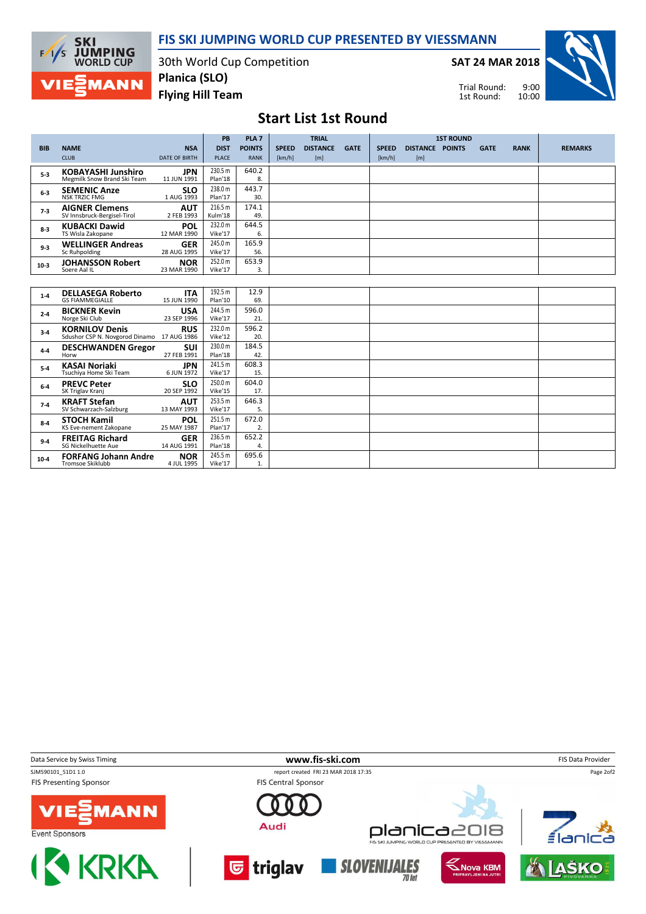# FIS SKI JUMPING WORLD CUP PRESENTED BY VIESSMANN

30th World Cup Competition
**Planica (SLO)**
**Flying Hill Team**

**SAT 24 MAR 2018**

Trial Round: 9:00
1st Round: 10:00

## Start List 1st Round

| BIB | NAME / CLUB | NSA / DATE OF BIRTH | PB DIST / PLACE | PLA 7 POINTS / RANK | TRIAL SPEED [km/h] | TRIAL DISTANCE [m] | TRIAL GATE | 1ST ROUND SPEED [km/h] | 1ST ROUND DISTANCE [m] | 1ST ROUND POINTS | 1ST ROUND GATE | 1ST ROUND RANK | REMARKS |
|---|---|---|---|---|---|---|---|---|---|---|---|---|---|
| 5-3 | **KOBAYASHI Junshiro** Megmilk Snow Brand Ski Team | **JPN** 11 JUN 1991 | 230.5 m Plan'18 | 640.2 8. | | | | | | | | | |
| 6-3 | **SEMENIC Anze** NSK TRZIC FMG | **SLO** 1 AUG 1993 | 238.0 m Plan'17 | 443.7 30. | | | | | | | | | |
| 7-3 | **AIGNER Clemens** SV Innsbruck-Bergisel-Tirol | **AUT** 2 FEB 1993 | 216.5 m Kulm'18 | 174.1 49. | | | | | | | | | |
| 8-3 | **KUBACKI Dawid** TS Wisla Zakopane | **POL** 12 MAR 1990 | 232.0 m Vike'17 | 644.5 6. | | | | | | | | | |
| 9-3 | **WELLINGER Andreas** Sc Ruhpolding | **GER** 28 AUG 1995 | 245.0 m Vike'17 | 165.9 56. | | | | | | | | | |
| 10-3 | **JOHANSSON Robert** Soere Aal IL | **NOR** 23 MAR 1990 | 252.0 m Vike'17 | 653.9 3. | | | | | | | | | |
| 1-4 | **DELLASEGA Roberto** GS FIAMMEGIALLE | **ITA** 15 JUN 1990 | 192.5 m Plan'10 | 12.9 69. | | | | | | | | | |
| 2-4 | **BICKNER Kevin** Norge Ski Club | **USA** 23 SEP 1996 | 244.5 m Vike'17 | 596.0 21. | | | | | | | | | |
| 3-4 | **KORNILOV Denis** Sdushor CSP N. Novgorod Dinamo | **RUS** 17 AUG 1986 | 232.0 m Vike'12 | 596.2 20. | | | | | | | | | |
| 4-4 | **DESCHWANDEN Gregor** Horw | **SUI** 27 FEB 1991 | 230.0 m Plan'18 | 184.5 42. | | | | | | | | | |
| 5-4 | **KASAI Noriaki** Tsuchiya Home Ski Team | **JPN** 6 JUN 1972 | 241.5 m Vike'17 | 608.3 15. | | | | | | | | | |
| 6-4 | **PREVC Peter** SK Triglav Kranj | **SLO** 20 SEP 1992 | 250.0 m Vike'15 | 604.0 17. | | | | | | | | | |
| 7-4 | **KRAFT Stefan** SV Schwarzach-Salzburg | **AUT** 13 MAY 1993 | 253.5 m Vike'17 | 646.3 5. | | | | | | | | | |
| 8-4 | **STOCH Kamil** KS Eve-nement Zakopane | **POL** 25 MAY 1987 | 251.5 m Plan'17 | 672.0 2. | | | | | | | | | |
| 9-4 | **FREITAG Richard** SG Nickelhuette Aue | **GER** 14 AUG 1991 | 236.5 m Plan'18 | 652.2 4. | | | | | | | | | |
| 10-4 | **FORFANG Johann Andre** Tromsoe Skiklubb | **NOR** 4 JUL 1995 | 245.5 m Vike'17 | 695.6 1. | | | | | | | | | |

Data Service by Swiss Timing — www.fis-ski.com — FIS Data Provider

SJM590101_51D1 1.0 — report created FRI 23 MAR 2018 17:35

FIS Presenting Sponsor: VIESSMANN — FIS Central Sponsor: Audi

Event Sponsors: KRKA, triglav, SLOVENIJALES, Nova KBM, LAŠKO, planica2018